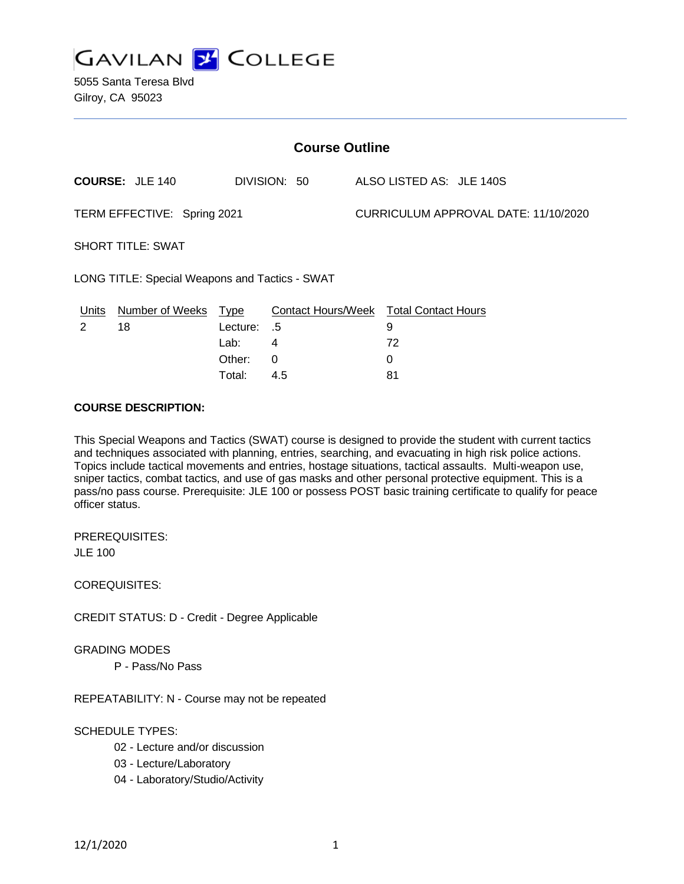# GAVILAN COLLEGE

5055 Santa Teresa Blvd
Gilroy, CA 95023

## Course Outline

**COURSE:** JLE 140 DIVISION: 50 ALSO LISTED AS: JLE 140S

TERM EFFECTIVE: Spring 2021 CURRICULUM APPROVAL DATE: 11/10/2020

SHORT TITLE: SWAT

LONG TITLE: Special Weapons and Tactics - SWAT

| Units | Number of Weeks | Type | Contact Hours/Week | Total Contact Hours |
|---|---|---|---|---|
| 2 | 18 | Lecture: | .5 | 9 |
| | | Lab: | 4 | 72 |
| | | Other: | 0 | 0 |
| | | Total: | 4.5 | 81 |

**COURSE DESCRIPTION:**

This Special Weapons and Tactics (SWAT) course is designed to provide the student with current tactics and techniques associated with planning, entries, searching, and evacuating in high risk police actions. Topics include tactical movements and entries, hostage situations, tactical assaults. Multi-weapon use, sniper tactics, combat tactics, and use of gas masks and other personal protective equipment. This is a pass/no pass course. Prerequisite: JLE 100 or possess POST basic training certificate to qualify for peace officer status.

PREREQUISITES:
JLE 100

COREQUISITES:

CREDIT STATUS: D - Credit - Degree Applicable

GRADING MODES

P - Pass/No Pass

REPEATABILITY: N - Course may not be repeated

SCHEDULE TYPES:

02 - Lecture and/or discussion
03 - Lecture/Laboratory
04 - Laboratory/Studio/Activity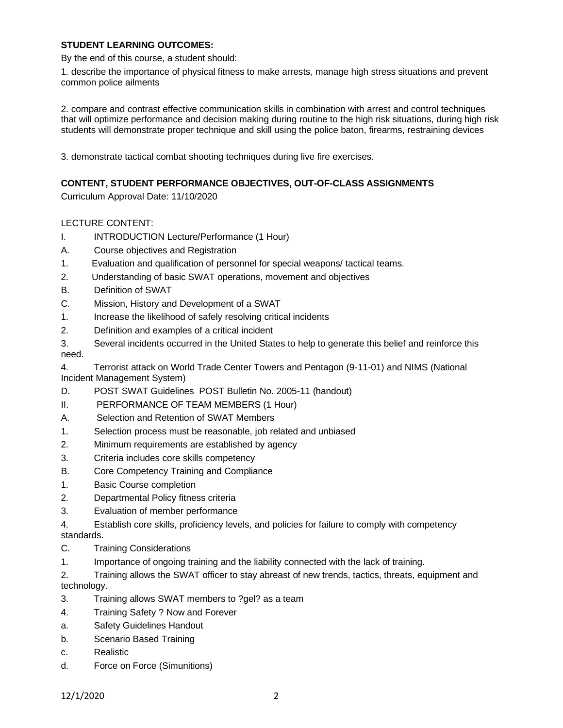**STUDENT LEARNING OUTCOMES:**

By the end of this course, a student should:

1. describe the importance of physical fitness to make arrests, manage high stress situations and prevent common police ailments

2. compare and contrast effective communication skills in combination with arrest and control techniques that will optimize performance and decision making during routine to the high risk situations, during high risk students will demonstrate proper technique and skill using the police baton, firearms, restraining devices

3. demonstrate tactical combat shooting techniques during live fire exercises.

**CONTENT, STUDENT PERFORMANCE OBJECTIVES, OUT-OF-CLASS ASSIGNMENTS**

Curriculum Approval Date: 11/10/2020

LECTURE CONTENT:

I. INTRODUCTION Lecture/Performance (1 Hour)

A. Course objectives and Registration

1. Evaluation and qualification of personnel for special weapons/ tactical teams.

2. Understanding of basic SWAT operations, movement and objectives

B. Definition of SWAT

C. Mission, History and Development of a SWAT

1. Increase the likelihood of safely resolving critical incidents

2. Definition and examples of a critical incident

3. Several incidents occurred in the United States to help to generate this belief and reinforce this need.

4. Terrorist attack on World Trade Center Towers and Pentagon (9-11-01) and NIMS (National Incident Management System)

D. POST SWAT Guidelines POST Bulletin No. 2005-11 (handout)

II. PERFORMANCE OF TEAM MEMBERS (1 Hour)

A. Selection and Retention of SWAT Members

1. Selection process must be reasonable, job related and unbiased

2. Minimum requirements are established by agency

3. Criteria includes core skills competency

B. Core Competency Training and Compliance

1. Basic Course completion

2. Departmental Policy fitness criteria

3. Evaluation of member performance

4. Establish core skills, proficiency levels, and policies for failure to comply with competency standards.

C. Training Considerations

1. Importance of ongoing training and the liability connected with the lack of training.

2. Training allows the SWAT officer to stay abreast of new trends, tactics, threats, equipment and technology.

3. Training allows SWAT members to ?gel? as a team

4. Training Safety ? Now and Forever

a. Safety Guidelines Handout

b. Scenario Based Training

c. Realistic

d. Force on Force (Simunitions)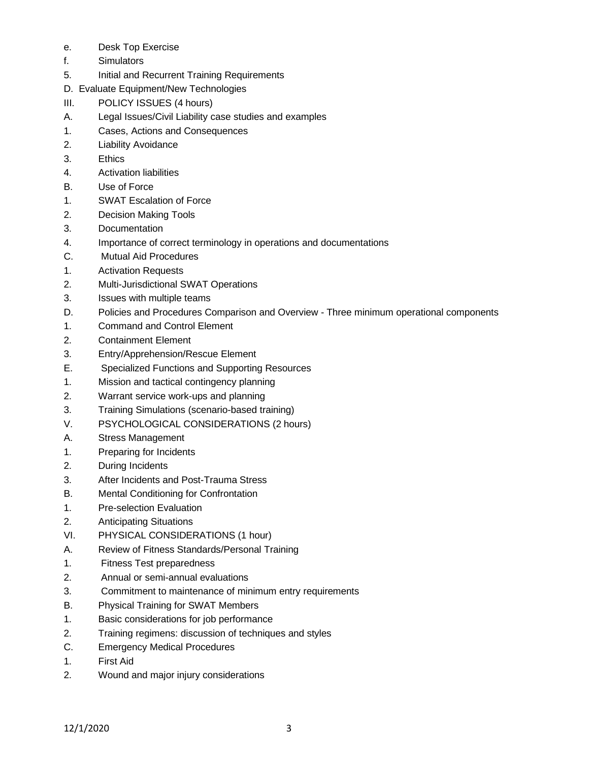e. Desk Top Exercise
f. Simulators
5. Initial and Recurrent Training Requirements
D. Evaluate Equipment/New Technologies
III. POLICY ISSUES (4 hours)
A. Legal Issues/Civil Liability case studies and examples
1. Cases, Actions and Consequences
2. Liability Avoidance
3. Ethics
4. Activation liabilities
B. Use of Force
1. SWAT Escalation of Force
2. Decision Making Tools
3. Documentation
4. Importance of correct terminology in operations and documentations
C. Mutual Aid Procedures
1. Activation Requests
2. Multi-Jurisdictional SWAT Operations
3. Issues with multiple teams
D. Policies and Procedures Comparison and Overview - Three minimum operational components
1. Command and Control Element
2. Containment Element
3. Entry/Apprehension/Rescue Element
E. Specialized Functions and Supporting Resources
1. Mission and tactical contingency planning
2. Warrant service work-ups and planning
3. Training Simulations (scenario-based training)
V. PSYCHOLOGICAL CONSIDERATIONS (2 hours)
A. Stress Management
1. Preparing for Incidents
2. During Incidents
3. After Incidents and Post-Trauma Stress
B. Mental Conditioning for Confrontation
1. Pre-selection Evaluation
2. Anticipating Situations
VI. PHYSICAL CONSIDERATIONS (1 hour)
A. Review of Fitness Standards/Personal Training
1. Fitness Test preparedness
2. Annual or semi-annual evaluations
3. Commitment to maintenance of minimum entry requirements
B. Physical Training for SWAT Members
1. Basic considerations for job performance
2. Training regimens: discussion of techniques and styles
C. Emergency Medical Procedures
1. First Aid
2. Wound and major injury considerations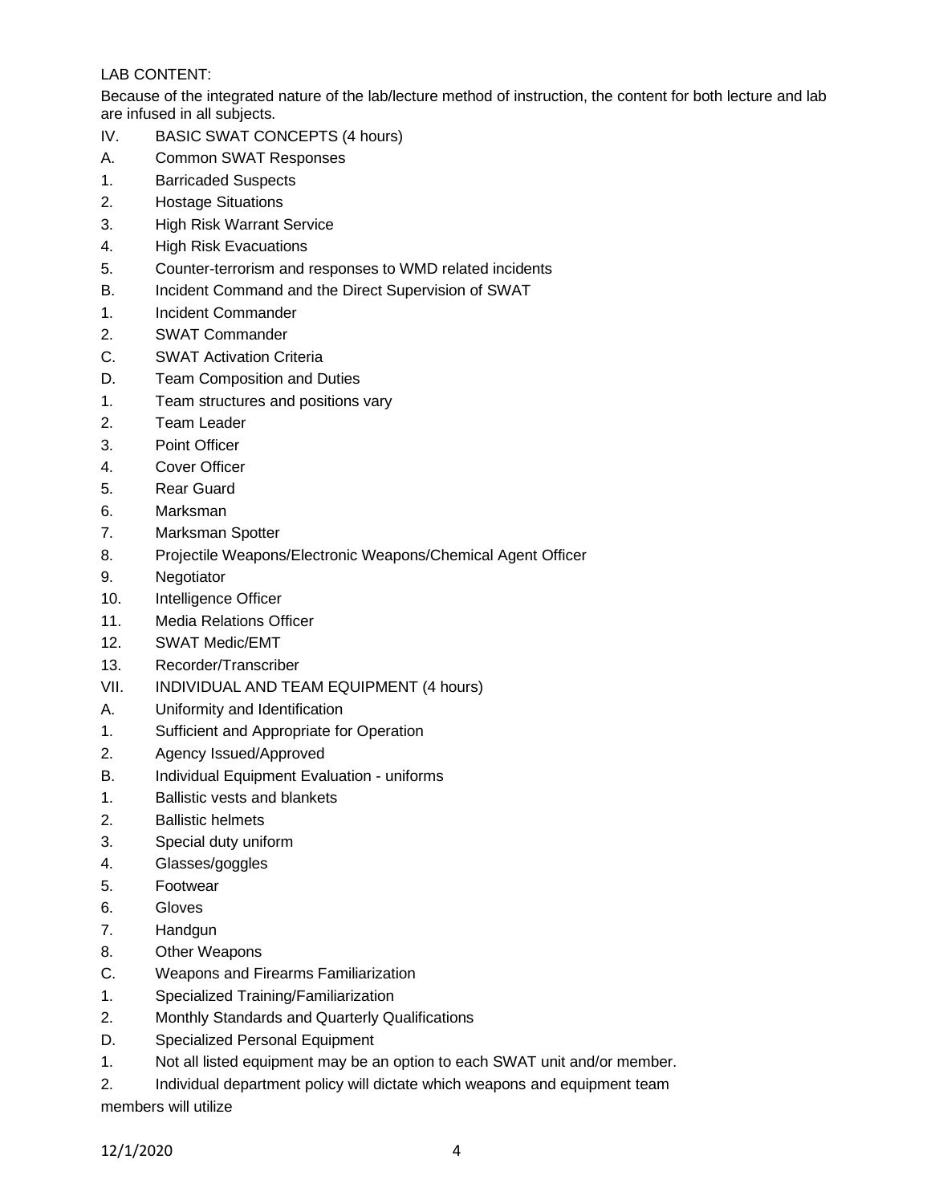LAB CONTENT:

Because of the integrated nature of the lab/lecture method of instruction, the content for both lecture and lab are infused in all subjects.

IV. BASIC SWAT CONCEPTS (4 hours)

A. Common SWAT Responses

1. Barricaded Suspects
2. Hostage Situations
3. High Risk Warrant Service
4. High Risk Evacuations
5. Counter-terrorism and responses to WMD related incidents

B. Incident Command and the Direct Supervision of SWAT

1. Incident Commander
2. SWAT Commander

C. SWAT Activation Criteria

D. Team Composition and Duties

1. Team structures and positions vary
2. Team Leader
3. Point Officer
4. Cover Officer
5. Rear Guard
6. Marksman
7. Marksman Spotter
8. Projectile Weapons/Electronic Weapons/Chemical Agent Officer
9. Negotiator
10. Intelligence Officer
11. Media Relations Officer
12. SWAT Medic/EMT
13. Recorder/Transcriber

VII. INDIVIDUAL AND TEAM EQUIPMENT (4 hours)

A. Uniformity and Identification

1. Sufficient and Appropriate for Operation
2. Agency Issued/Approved

B. Individual Equipment Evaluation - uniforms

1. Ballistic vests and blankets
2. Ballistic helmets
3. Special duty uniform
4. Glasses/goggles
5. Footwear
6. Gloves
7. Handgun
8. Other Weapons

C. Weapons and Firearms Familiarization

1. Specialized Training/Familiarization
2. Monthly Standards and Quarterly Qualifications

D. Specialized Personal Equipment

1. Not all listed equipment may be an option to each SWAT unit and/or member.
2. Individual department policy will dictate which weapons and equipment team members will utilize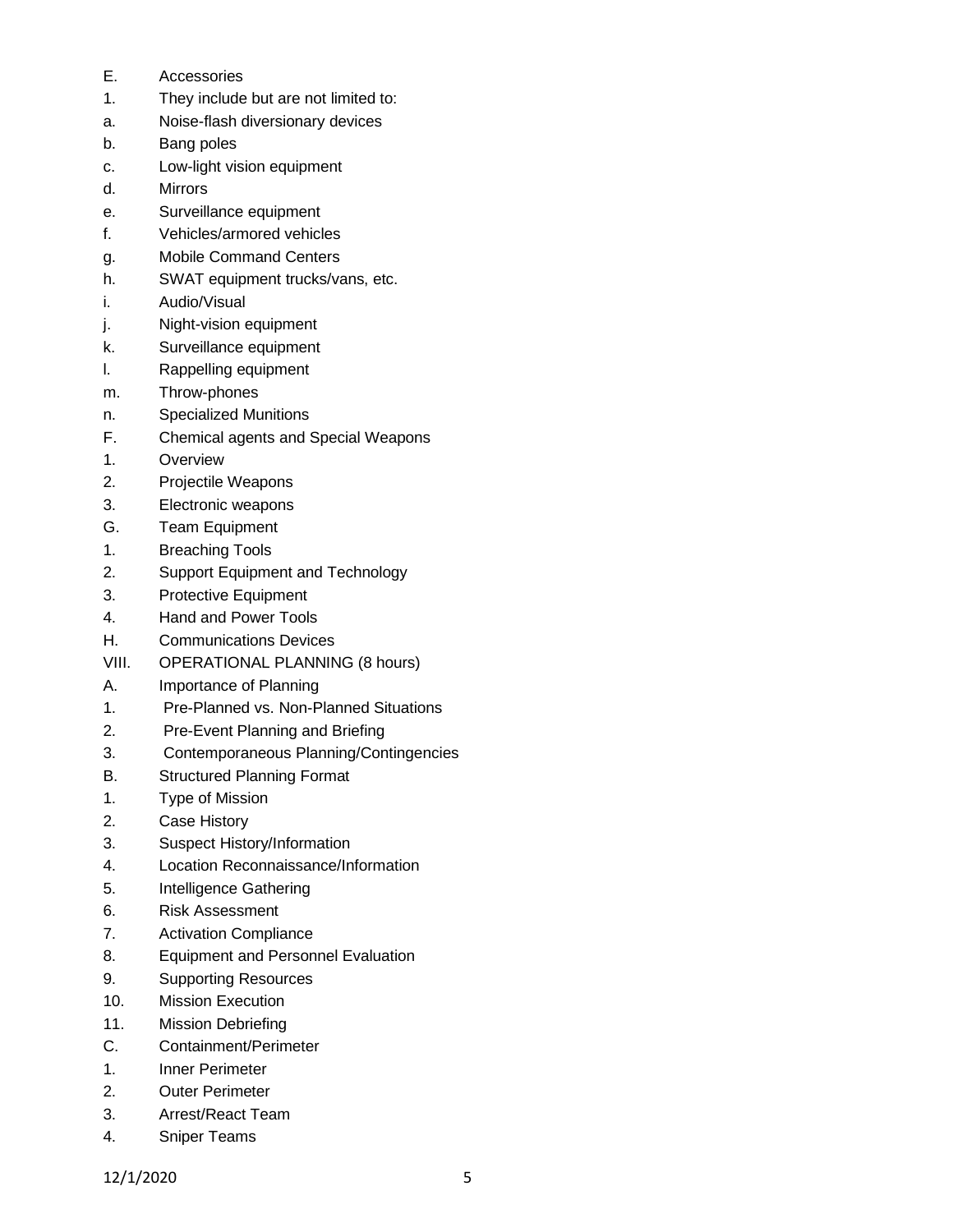E. Accessories

1. They include but are not limited to:

a. Noise-flash diversionary devices

b. Bang poles

c. Low-light vision equipment

d. Mirrors

e. Surveillance equipment

f. Vehicles/armored vehicles

g. Mobile Command Centers

h. SWAT equipment trucks/vans, etc.

i. Audio/Visual

j. Night-vision equipment

k. Surveillance equipment

l. Rappelling equipment

m. Throw-phones

n. Specialized Munitions

F. Chemical agents and Special Weapons

1. Overview

2. Projectile Weapons

3. Electronic weapons

G. Team Equipment

1. Breaching Tools

2. Support Equipment and Technology

3. Protective Equipment

4. Hand and Power Tools

H. Communications Devices

VIII. OPERATIONAL PLANNING (8 hours)

A. Importance of Planning

1. Pre-Planned vs. Non-Planned Situations

2. Pre-Event Planning and Briefing

3. Contemporaneous Planning/Contingencies

B. Structured Planning Format

1. Type of Mission

2. Case History

3. Suspect History/Information

4. Location Reconnaissance/Information

5. Intelligence Gathering

6. Risk Assessment

7. Activation Compliance

8. Equipment and Personnel Evaluation

9. Supporting Resources

10. Mission Execution

11. Mission Debriefing

C. Containment/Perimeter

1. Inner Perimeter

2. Outer Perimeter

3. Arrest/React Team

4. Sniper Teams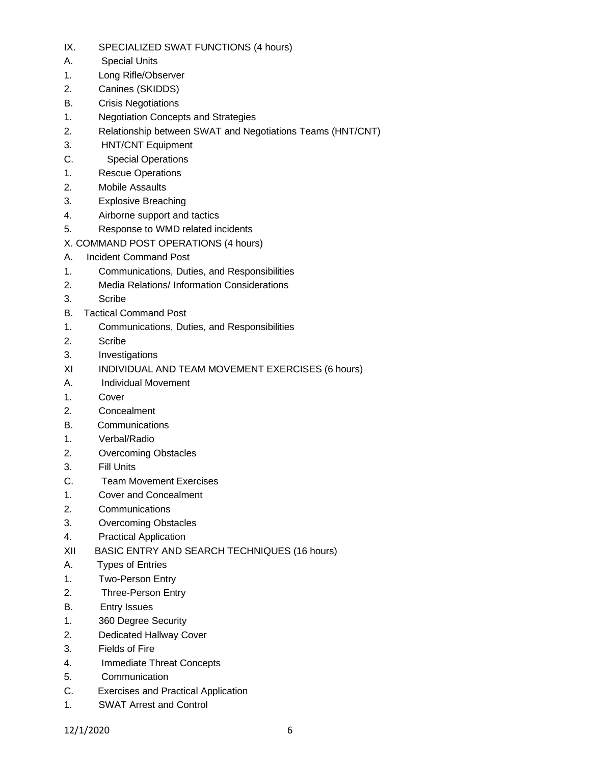IX. SPECIALIZED SWAT FUNCTIONS (4 hours)

A. Special Units

1. Long Rifle/Observer
2. Canines (SKIDDS)

B. Crisis Negotiations

1. Negotiation Concepts and Strategies
2. Relationship between SWAT and Negotiations Teams (HNT/CNT)
3. HNT/CNT Equipment

C. Special Operations

1. Rescue Operations
2. Mobile Assaults
3. Explosive Breaching
4. Airborne support and tactics
5. Response to WMD related incidents

X. COMMAND POST OPERATIONS (4 hours)

A. Incident Command Post

1. Communications, Duties, and Responsibilities
2. Media Relations/ Information Considerations
3. Scribe

B. Tactical Command Post

1. Communications, Duties, and Responsibilities
2. Scribe
3. Investigations

XI INDIVIDUAL AND TEAM MOVEMENT EXERCISES (6 hours)

A. Individual Movement

1. Cover
2. Concealment

B. Communications

1. Verbal/Radio
2. Overcoming Obstacles
3. Fill Units

C. Team Movement Exercises

1. Cover and Concealment
2. Communications
3. Overcoming Obstacles
4. Practical Application

XII BASIC ENTRY AND SEARCH TECHNIQUES (16 hours)

A. Types of Entries

1. Two-Person Entry
2. Three-Person Entry

B. Entry Issues

1. 360 Degree Security
2. Dedicated Hallway Cover
3. Fields of Fire
4. Immediate Threat Concepts
5. Communication

C. Exercises and Practical Application

1. SWAT Arrest and Control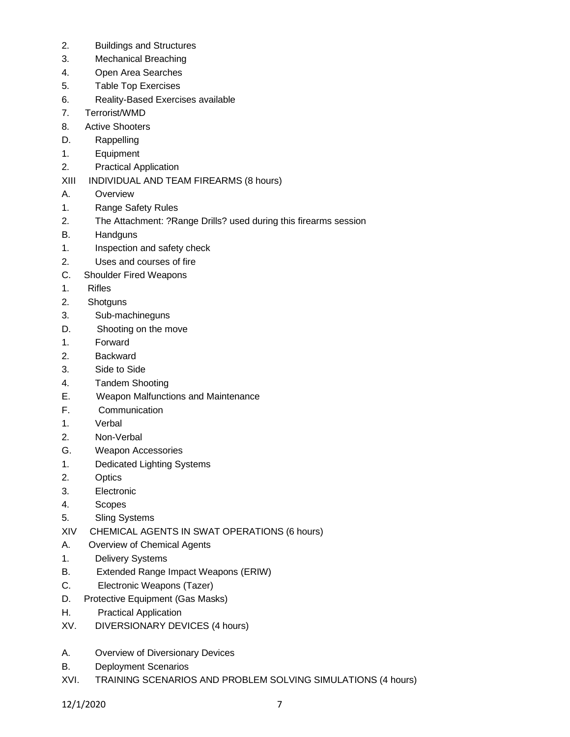2. Buildings and Structures
3. Mechanical Breaching
4. Open Area Searches
5. Table Top Exercises
6. Reality-Based Exercises available
7. Terrorist/WMD
8. Active Shooters

D. Rappelling

1. Equipment
2. Practical Application

XIII INDIVIDUAL AND TEAM FIREARMS (8 hours)

A. Overview

1. Range Safety Rules
2. The Attachment: ?Range Drills? used during this firearms session

B. Handguns

1. Inspection and safety check
2. Uses and courses of fire

C. Shoulder Fired Weapons

1. Rifles
2. Shotguns
3. Sub-machineguns

D. Shooting on the move

1. Forward
2. Backward
3. Side to Side
4. Tandem Shooting

E. Weapon Malfunctions and Maintenance

F. Communication

1. Verbal
2. Non-Verbal

G. Weapon Accessories

1. Dedicated Lighting Systems
2. Optics
3. Electronic
4. Scopes
5. Sling Systems

XIV CHEMICAL AGENTS IN SWAT OPERATIONS (6 hours)

A. Overview of Chemical Agents

1. Delivery Systems

B. Extended Range Impact Weapons (ERIW)

C. Electronic Weapons (Tazer)

D. Protective Equipment (Gas Masks)

H. Practical Application

XV. DIVERSIONARY DEVICES (4 hours)

A. Overview of Diversionary Devices

B. Deployment Scenarios

XVI. TRAINING SCENARIOS AND PROBLEM SOLVING SIMULATIONS (4 hours)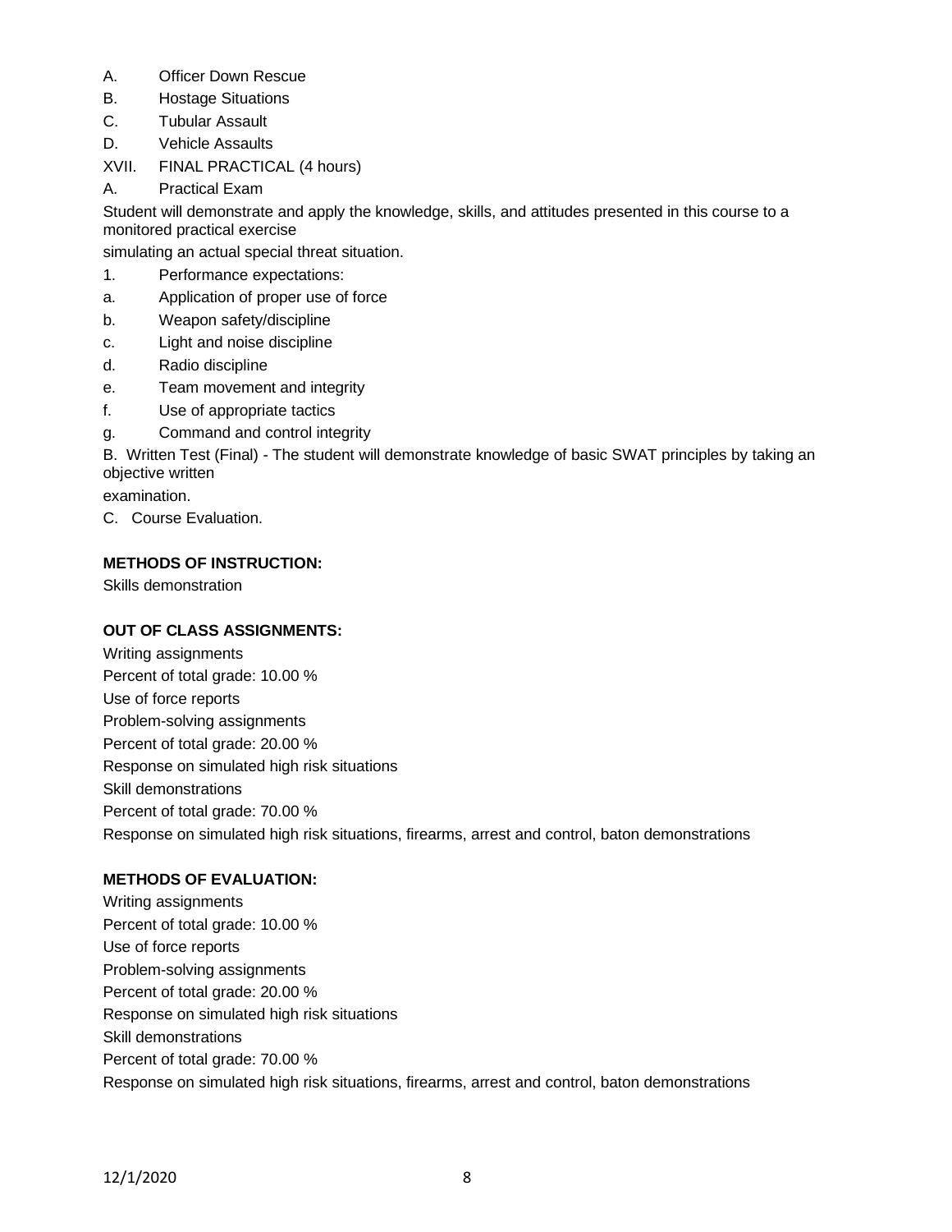A. Officer Down Rescue
B. Hostage Situations
C. Tubular Assault
D. Vehicle Assaults

XVII. FINAL PRACTICAL (4 hours)

A. Practical Exam

Student will demonstrate and apply the knowledge, skills, and attitudes presented in this course to a monitored practical exercise simulating an actual special threat situation.

1. Performance expectations:

a. Application of proper use of force
b. Weapon safety/discipline
c. Light and noise discipline
d. Radio discipline
e. Team movement and integrity
f. Use of appropriate tactics
g. Command and control integrity

B. Written Test (Final) - The student will demonstrate knowledge of basic SWAT principles by taking an objective written examination.

C. Course Evaluation.

**METHODS OF INSTRUCTION:**

Skills demonstration

**OUT OF CLASS ASSIGNMENTS:**

Writing assignments
Percent of total grade: 10.00 %
Use of force reports
Problem-solving assignments
Percent of total grade: 20.00 %
Response on simulated high risk situations
Skill demonstrations
Percent of total grade: 70.00 %
Response on simulated high risk situations, firearms, arrest and control, baton demonstrations

**METHODS OF EVALUATION:**

Writing assignments
Percent of total grade: 10.00 %
Use of force reports
Problem-solving assignments
Percent of total grade: 20.00 %
Response on simulated high risk situations
Skill demonstrations
Percent of total grade: 70.00 %
Response on simulated high risk situations, firearms, arrest and control, baton demonstrations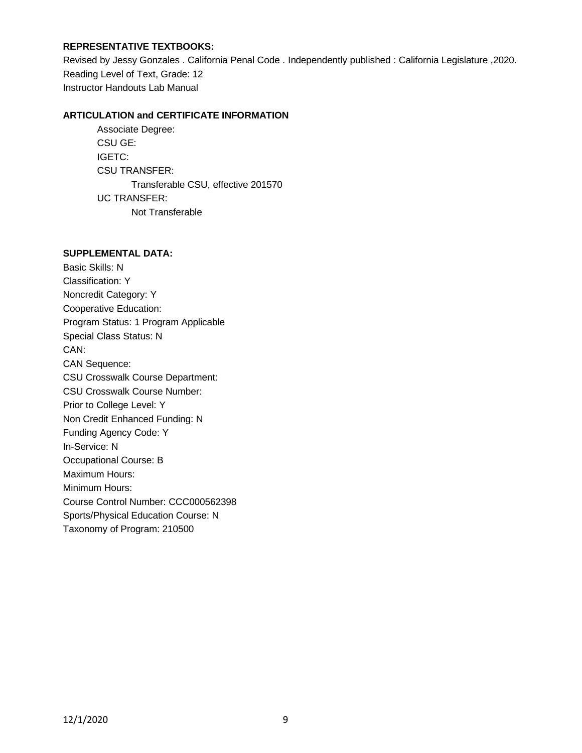**REPRESENTATIVE TEXTBOOKS:**

Revised by Jessy Gonzales . California Penal Code . Independently published : California Legislature ,2020.
Reading Level of Text, Grade: 12
Instructor Handouts Lab Manual

**ARTICULATION and CERTIFICATE INFORMATION**

Associate Degree:
CSU GE:
IGETC:
CSU TRANSFER:
Transferable CSU, effective 201570
UC TRANSFER:
Not Transferable

**SUPPLEMENTAL DATA:**

Basic Skills: N
Classification: Y
Noncredit Category: Y
Cooperative Education:
Program Status: 1 Program Applicable
Special Class Status: N
CAN:
CAN Sequence:
CSU Crosswalk Course Department:
CSU Crosswalk Course Number:
Prior to College Level: Y
Non Credit Enhanced Funding: N
Funding Agency Code: Y
In-Service: N
Occupational Course: B
Maximum Hours:
Minimum Hours:
Course Control Number: CCC000562398
Sports/Physical Education Course: N
Taxonomy of Program: 210500